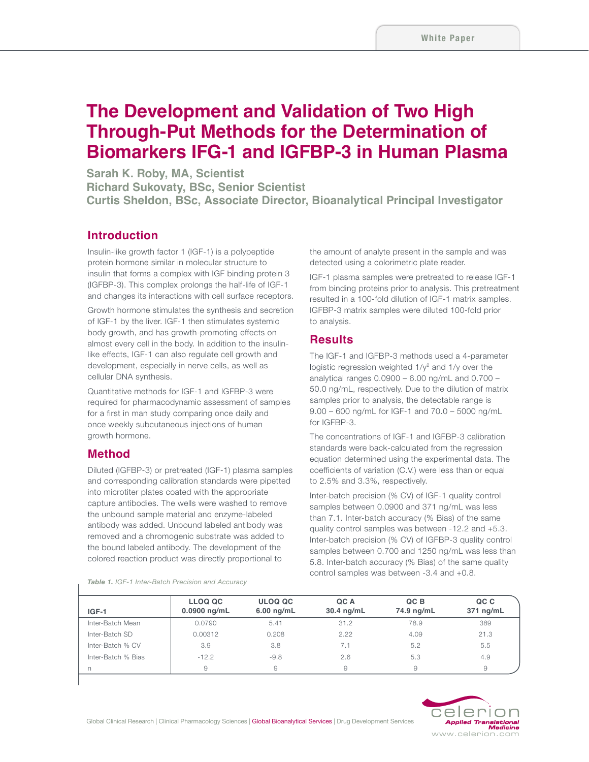White Paper

# The Development and Validation of Two High Through-Put Methods for the Determination of Biomarkers IFG-1 and IGFBP-3 in Human Plasma

**Sarah K. Roby, MA, Scientist**
**Richard Sukovaty, BSc, Senior Scientist**
**Curtis Sheldon, BSc, Associate Director, Bioanalytical Principal Investigator**

## Introduction

Insulin-like growth factor 1 (IGF-1) is a polypeptide protein hormone similar in molecular structure to insulin that forms a complex with IGF binding protein 3 (IGFBP-3). This complex prolongs the half-life of IGF-1 and changes its interactions with cell surface receptors.

Growth hormone stimulates the synthesis and secretion of IGF-1 by the liver. IGF-1 then stimulates systemic body growth, and has growth-promoting effects on almost every cell in the body. In addition to the insulin-like effects, IGF-1 can also regulate cell growth and development, especially in nerve cells, as well as cellular DNA synthesis.

Quantitative methods for IGF-1 and IGFBP-3 were required for pharmacodynamic assessment of samples for a first in man study comparing once daily and once weekly subcutaneous injections of human growth hormone.

## Method

Diluted (IGFBP-3) or pretreated (IGF-1) plasma samples and corresponding calibration standards were pipetted into microtiter plates coated with the appropriate capture antibodies. The wells were washed to remove the unbound sample material and enzyme-labeled antibody was added. Unbound labeled antibody was removed and a chromogenic substrate was added to the bound labeled antibody. The development of the colored reaction product was directly proportional to the amount of analyte present in the sample and was detected using a colorimetric plate reader.

IGF-1 plasma samples were pretreated to release IGF-1 from binding proteins prior to analysis. This pretreatment resulted in a 100-fold dilution of IGF-1 matrix samples. IGFBP-3 matrix samples were diluted 100-fold prior to analysis.

## Results

The IGF-1 and IGFBP-3 methods used a 4-parameter logistic regression weighted $1/y^2$ and $1/y$ over the analytical ranges 0.0900 – 6.00 ng/mL and 0.700 – 50.0 ng/mL, respectively. Due to the dilution of matrix samples prior to analysis, the detectable range is 9.00 – 600 ng/mL for IGF-1 and 70.0 – 5000 ng/mL for IGFBP-3.

The concentrations of IGF-1 and IGFBP-3 calibration standards were back-calculated from the regression equation determined using the experimental data. The coefficients of variation (C.V.) were less than or equal to 2.5% and 3.3%, respectively.

Inter-batch precision (% CV) of IGF-1 quality control samples between 0.0900 and 371 ng/mL was less than 7.1. Inter-batch accuracy (% Bias) of the same quality control samples was between -12.2 and +5.3. Inter-batch precision (% CV) of IGFBP-3 quality control samples between 0.700 and 1250 ng/mL was less than 5.8. Inter-batch accuracy (% Bias) of the same quality control samples was between -3.4 and +0.8.

***Table 1.*** *IGF-1 Inter-Batch Precision and Accuracy*

| IGF-1 | LLOQ QC 0.0900 ng/mL | ULOQ QC 6.00 ng/mL | QC A 30.4 ng/mL | QC B 74.9 ng/mL | QC C 371 ng/mL |
|---|---|---|---|---|---|
| Inter-Batch Mean | 0.0790 | 5.41 | 31.2 | 78.9 | 389 |
| Inter-Batch SD | 0.00312 | 0.208 | 2.22 | 4.09 | 21.3 |
| Inter-Batch % CV | 3.9 | 3.8 | 7.1 | 5.2 | 5.5 |
| Inter-Batch % Bias | -12.2 | -9.8 | 2.6 | 5.3 | 4.9 |
| n | 9 | 9 | 9 | 9 | 9 |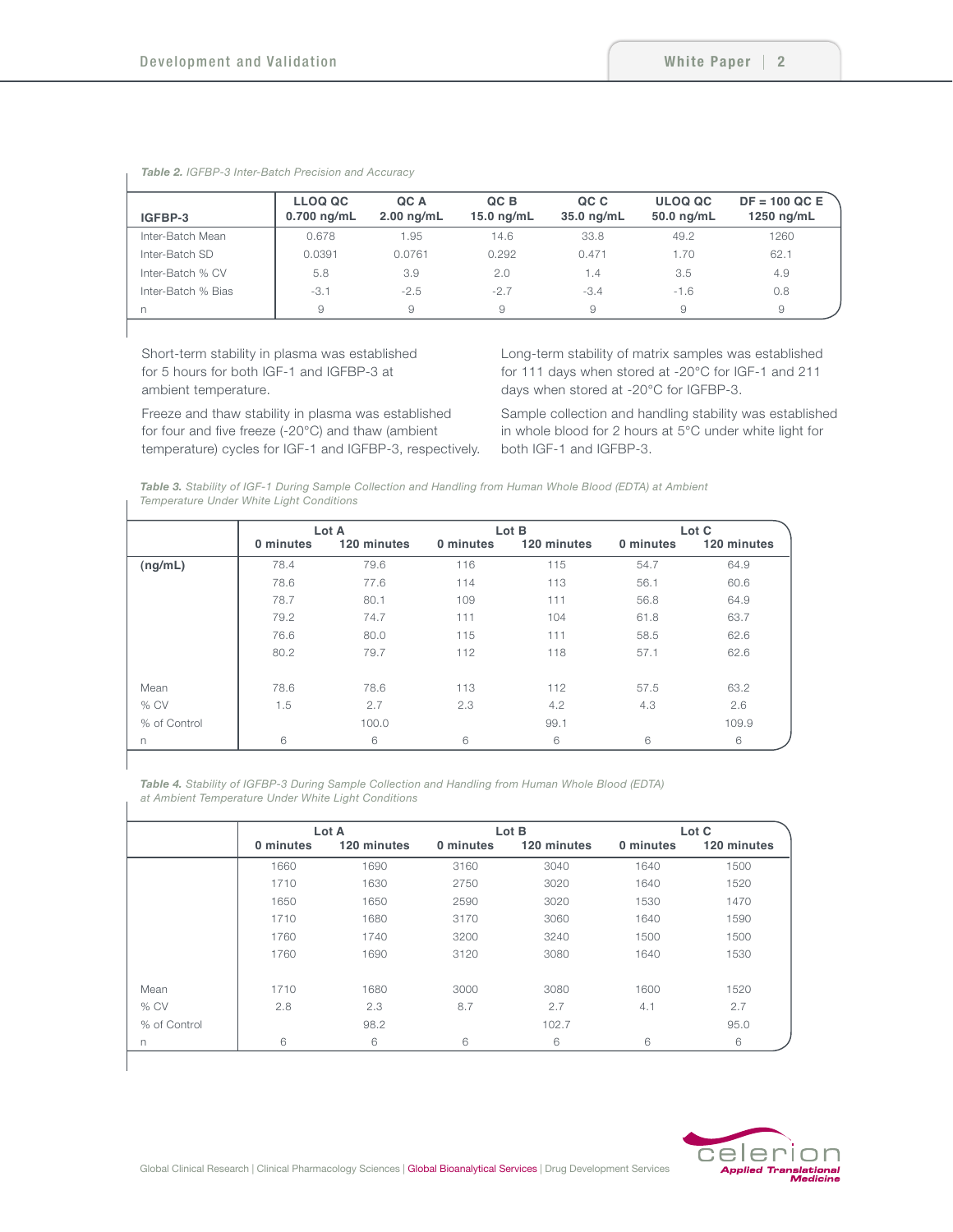*Table 2. IGFBP-3 Inter-Batch Precision and Accuracy*

| IGFBP-3 | LLOQ QC 0.700 ng/mL | QC A 2.00 ng/mL | QC B 15.0 ng/mL | QC C 35.0 ng/mL | ULOQ QC 50.0 ng/mL | DF = 100 QC E 1250 ng/mL |
|---|---|---|---|---|---|---|
| Inter-Batch Mean | 0.678 | 1.95 | 14.6 | 33.8 | 49.2 | 1260 |
| Inter-Batch SD | 0.0391 | 0.0761 | 0.292 | 0.471 | 1.70 | 62.1 |
| Inter-Batch % CV | 5.8 | 3.9 | 2.0 | 1.4 | 3.5 | 4.9 |
| Inter-Batch % Bias | -3.1 | -2.5 | -2.7 | -3.4 | -1.6 | 0.8 |
| n | 9 | 9 | 9 | 9 | 9 | 9 |

Short-term stability in plasma was established for 5 hours for both IGF-1 and IGFBP-3 at ambient temperature.

Freeze and thaw stability in plasma was established for four and five freeze (-20°C) and thaw (ambient temperature) cycles for IGF-1 and IGFBP-3, respectively.

Long-term stability of matrix samples was established for 111 days when stored at -20°C for IGF-1 and 211 days when stored at -20°C for IGFBP-3.

Sample collection and handling stability was established in whole blood for 2 hours at 5°C under white light for both IGF-1 and IGFBP-3.

*Table 3. Stability of IGF-1 During Sample Collection and Handling from Human Whole Blood (EDTA) at Ambient Temperature Under White Light Conditions*

| | Lot A | | Lot B | | Lot C | |
|---|---|---|---|---|---|---|
| | 0 minutes | 120 minutes | 0 minutes | 120 minutes | 0 minutes | 120 minutes |
| (ng/mL) | 78.4 | 79.6 | 116 | 115 | 54.7 | 64.9 |
| | 78.6 | 77.6 | 114 | 113 | 56.1 | 60.6 |
| | 78.7 | 80.1 | 109 | 111 | 56.8 | 64.9 |
| | 79.2 | 74.7 | 111 | 104 | 61.8 | 63.7 |
| | 76.6 | 80.0 | 115 | 111 | 58.5 | 62.6 |
| | 80.2 | 79.7 | 112 | 118 | 57.1 | 62.6 |
| Mean | 78.6 | 78.6 | 113 | 112 | 57.5 | 63.2 |
| % CV | 1.5 | 2.7 | 2.3 | 4.2 | 4.3 | 2.6 |
| % of Control | | 100.0 | | 99.1 | | 109.9 |
| n | 6 | 6 | 6 | 6 | 6 | 6 |

*Table 4. Stability of IGFBP-3 During Sample Collection and Handling from Human Whole Blood (EDTA) at Ambient Temperature Under White Light Conditions*

| | Lot A | | Lot B | | Lot C | |
|---|---|---|---|---|---|---|
| | 0 minutes | 120 minutes | 0 minutes | 120 minutes | 0 minutes | 120 minutes |
| | 1660 | 1690 | 3160 | 3040 | 1640 | 1500 |
| | 1710 | 1630 | 2750 | 3020 | 1640 | 1520 |
| | 1650 | 1650 | 2590 | 3020 | 1530 | 1470 |
| | 1710 | 1680 | 3170 | 3060 | 1640 | 1590 |
| | 1760 | 1740 | 3200 | 3240 | 1500 | 1500 |
| | 1760 | 1690 | 3120 | 3080 | 1640 | 1530 |
| Mean | 1710 | 1680 | 3000 | 3080 | 1600 | 1520 |
| % CV | 2.8 | 2.3 | 8.7 | 2.7 | 4.1 | 2.7 |
| % of Control | | 98.2 | | 102.7 | | 95.0 |
| n | 6 | 6 | 6 | 6 | 6 | 6 |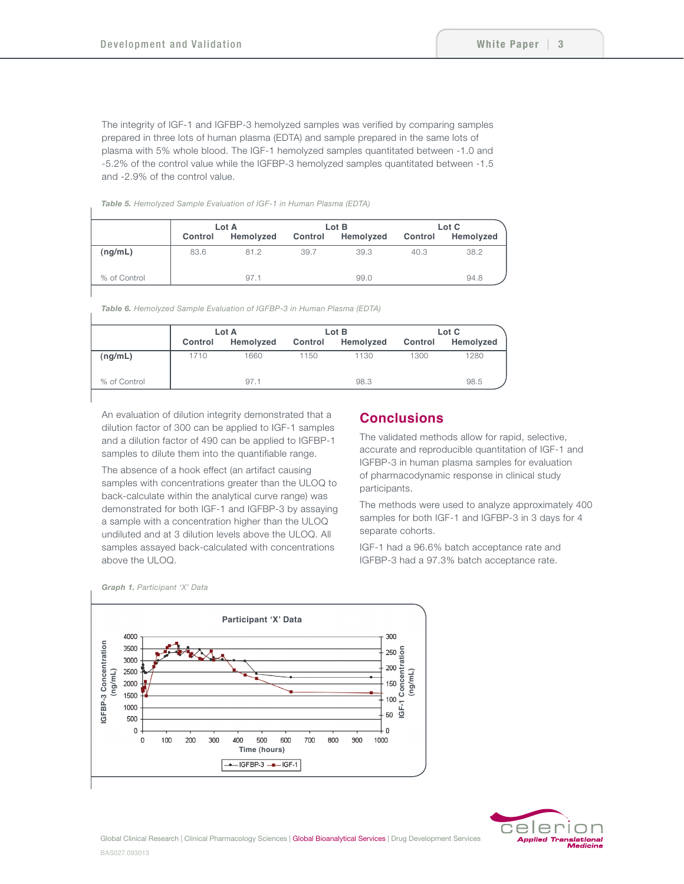The integrity of IGF-1 and IGFBP-3 hemolyzed samples was verified by comparing samples prepared in three lots of human plasma (EDTA) and sample prepared in the same lots of plasma with 5% whole blood. The IGF-1 hemolyzed samples quantitated between -1.0 and -5.2% of the control value while the IGFBP-3 hemolyzed samples quantitated between -1.5 and -2.9% of the control value.

***Table 5.*** *Hemolyzed Sample Evaluation of IGF-1 in Human Plasma (EDTA)*

| | Lot A | | Lot B | | Lot C | |
|---|---|---|---|---|---|---|
| | **Control** | **Hemolyzed** | **Control** | **Hemolyzed** | **Control** | **Hemolyzed** |
| **(ng/mL)** | 83.6 | 81.2 | 39.7 | 39.3 | 40.3 | 38.2 |
| % of Control | | 97.1 | | 99.0 | | 94.8 |

***Table 6.*** *Hemolyzed Sample Evaluation of IGFBP-3 in Human Plasma (EDTA)*

| | Lot A | | Lot B | | Lot C | |
|---|---|---|---|---|---|---|
| | **Control** | **Hemolyzed** | **Control** | **Hemolyzed** | **Control** | **Hemolyzed** |
| **(ng/mL)** | 1710 | 1660 | 1150 | 1130 | 1300 | 1280 |
| % of Control | | 97.1 | | 98.3 | | 98.5 |

An evaluation of dilution integrity demonstrated that a dilution factor of 300 can be applied to IGF-1 samples and a dilution factor of 490 can be applied to IGFBP-1 samples to dilute them into the quantifiable range.

The absence of a hook effect (an artifact causing samples with concentrations greater than the ULOQ to back-calculate within the analytical curve range) was demonstrated for both IGF-1 and IGFBP-3 by assaying a sample with a concentration higher than the ULOQ undiluted and at 3 dilution levels above the ULOQ. All samples assayed back-calculated with concentrations above the ULOQ.

## Conclusions

The validated methods allow for rapid, selective, accurate and reproducible quantitation of IGF-1 and IGFBP-3 in human plasma samples for evaluation of pharmacodynamic response in clinical study participants.

The methods were used to analyze approximately 400 samples for both IGF-1 and IGFBP-3 in 3 days for 4 separate cohorts.

IGF-1 had a 96.6% batch acceptance rate and IGFBP-3 had a 97.3% batch acceptance rate.

***Graph 1.*** *Participant 'X' Data*

Participant 'X' Data

IGFBP-3 Concentration (ng/mL)

4000
3500
3000
2500
2000
1500
1000
500
0

IGF-1 Concentration (ng/mL)

300
250
200
150
100
50
0

Time (hours)

0 100 200 300 400 500 600 700 800 900 1000

IGFBP-3 IGF-1

Global Clinical Research | Clinical Pharmacology Sciences | Global Bioanalytical Services | Drug Development Services

BAS027.093013